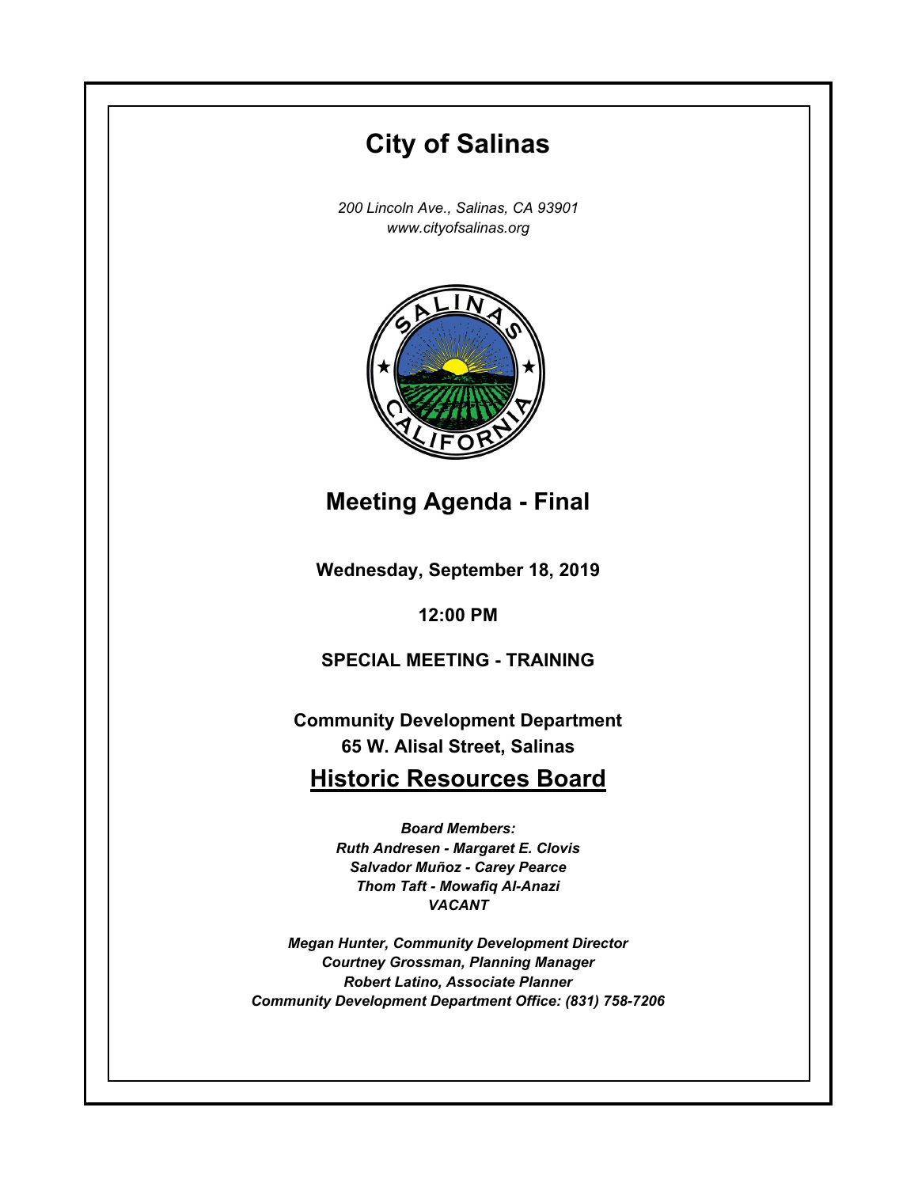# City of Salinas

*200 Lincoln Ave., Salinas, CA 93901*
*www.cityofsalinas.org*

## Meeting Agenda - Final

**Wednesday, September 18, 2019**

**12:00 PM**

**SPECIAL MEETING - TRAINING**

**Community Development Department**
**65 W. Alisal Street, Salinas**

## Historic Resources Board

***Board Members:***
***Ruth Andresen - Margaret E. Clovis***
***Salvador Muñoz - Carey Pearce***
***Thom Taft - Mowafiq Al-Anazi***
***VACANT***

***Megan Hunter, Community Development Director***
***Courtney Grossman, Planning Manager***
***Robert Latino, Associate Planner***
***Community Development Department Office: (831) 758-7206***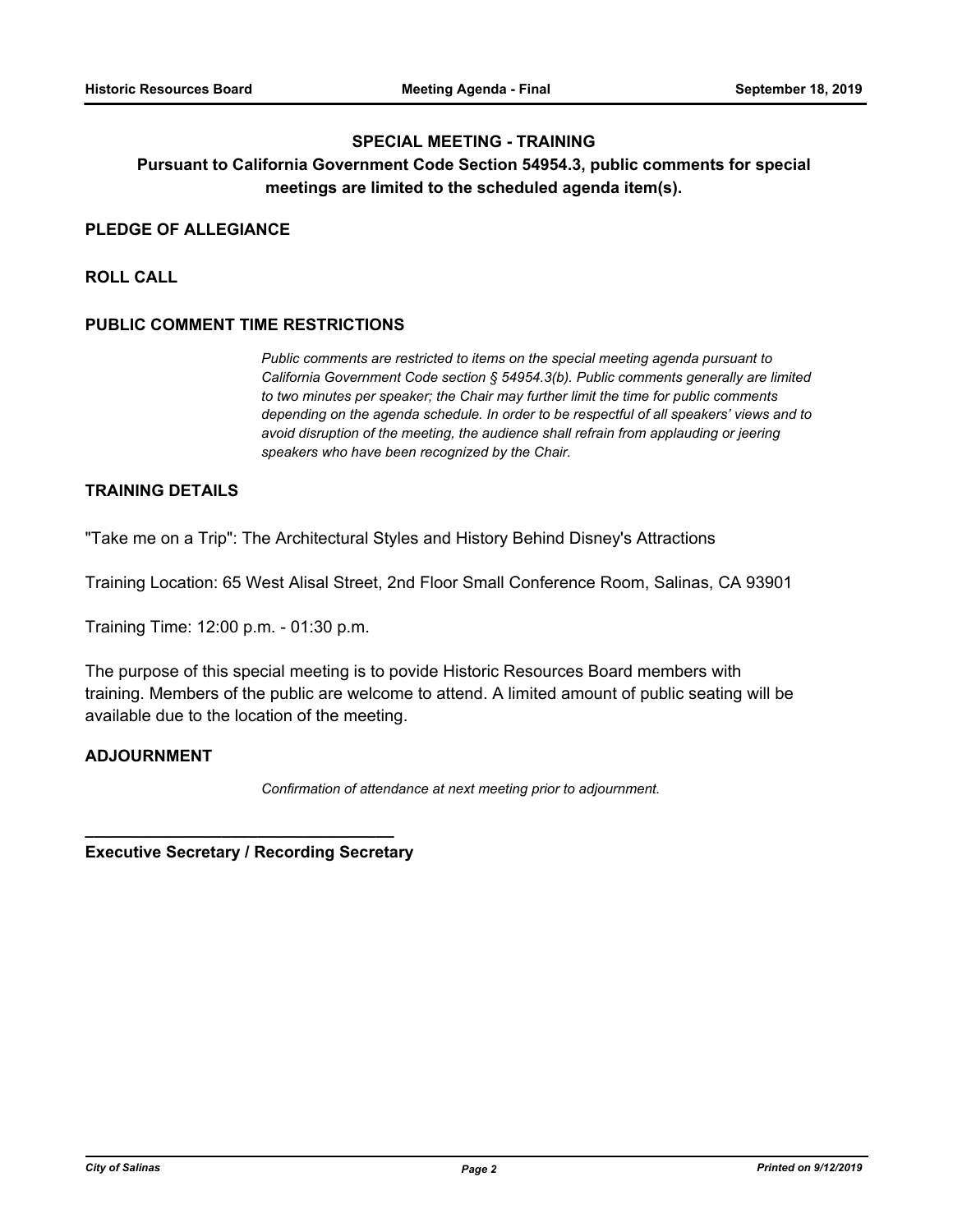## SPECIAL MEETING - TRAINING

**Pursuant to California Government Code Section 54954.3, public comments for special meetings are limited to the scheduled agenda item(s).**

### PLEDGE OF ALLEGIANCE

### ROLL CALL

### PUBLIC COMMENT TIME RESTRICTIONS

*Public comments are restricted to items on the special meeting agenda pursuant to California Government Code section § 54954.3(b). Public comments generally are limited to two minutes per speaker; the Chair may further limit the time for public comments depending on the agenda schedule. In order to be respectful of all speakers' views and to avoid disruption of the meeting, the audience shall refrain from applauding or jeering speakers who have been recognized by the Chair.*

### TRAINING DETAILS

"Take me on a Trip": The Architectural Styles and History Behind Disney's Attractions

Training Location: 65 West Alisal Street, 2nd Floor Small Conference Room, Salinas, CA 93901

Training Time: 12:00 p.m. - 01:30 p.m.

The purpose of this special meeting is to povide Historic Resources Board members with training. Members of the public are welcome to attend. A limited amount of public seating will be available due to the location of the meeting.

### ADJOURNMENT

*Confirmation of attendance at next meeting prior to adjournment.*

___________________________________

**Executive Secretary / Recording Secretary**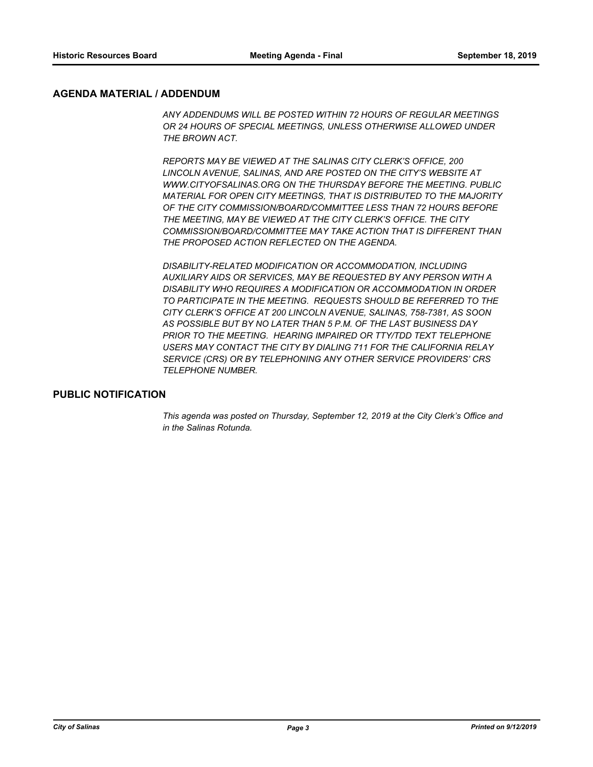## AGENDA MATERIAL / ADDENDUM

*ANY ADDENDUMS WILL BE POSTED WITHIN 72 HOURS OF REGULAR MEETINGS OR 24 HOURS OF SPECIAL MEETINGS, UNLESS OTHERWISE ALLOWED UNDER THE BROWN ACT.*

*REPORTS MAY BE VIEWED AT THE SALINAS CITY CLERK'S OFFICE, 200 LINCOLN AVENUE, SALINAS, AND ARE POSTED ON THE CITY'S WEBSITE AT WWW.CITYOFSALINAS.ORG ON THE THURSDAY BEFORE THE MEETING. PUBLIC MATERIAL FOR OPEN CITY MEETINGS, THAT IS DISTRIBUTED TO THE MAJORITY OF THE CITY COMMISSION/BOARD/COMMITTEE LESS THAN 72 HOURS BEFORE THE MEETING, MAY BE VIEWED AT THE CITY CLERK'S OFFICE. THE CITY COMMISSION/BOARD/COMMITTEE MAY TAKE ACTION THAT IS DIFFERENT THAN THE PROPOSED ACTION REFLECTED ON THE AGENDA.*

*DISABILITY-RELATED MODIFICATION OR ACCOMMODATION, INCLUDING AUXILIARY AIDS OR SERVICES, MAY BE REQUESTED BY ANY PERSON WITH A DISABILITY WHO REQUIRES A MODIFICATION OR ACCOMMODATION IN ORDER TO PARTICIPATE IN THE MEETING. REQUESTS SHOULD BE REFERRED TO THE CITY CLERK'S OFFICE AT 200 LINCOLN AVENUE, SALINAS, 758-7381, AS SOON AS POSSIBLE BUT BY NO LATER THAN 5 P.M. OF THE LAST BUSINESS DAY PRIOR TO THE MEETING. HEARING IMPAIRED OR TTY/TDD TEXT TELEPHONE USERS MAY CONTACT THE CITY BY DIALING 711 FOR THE CALIFORNIA RELAY SERVICE (CRS) OR BY TELEPHONING ANY OTHER SERVICE PROVIDERS' CRS TELEPHONE NUMBER.*

## PUBLIC NOTIFICATION

*This agenda was posted on Thursday, September 12, 2019 at the City Clerk's Office and in the Salinas Rotunda.*